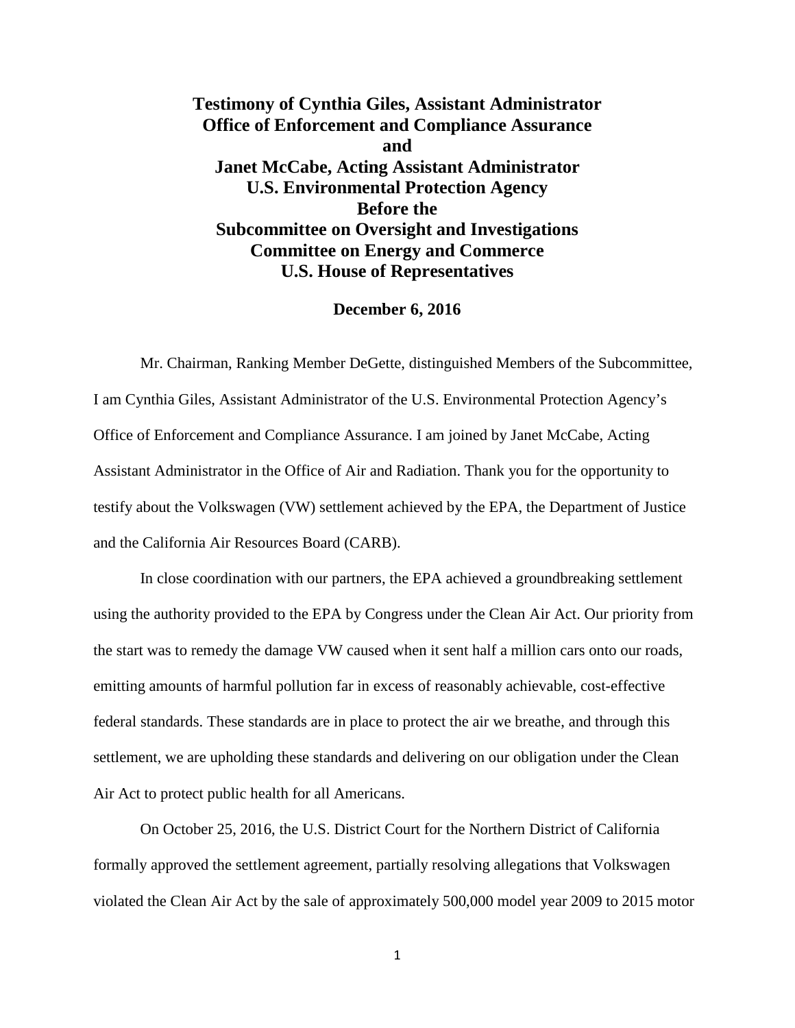**Testimony of Cynthia Giles, Assistant Administrator**
**Office of Enforcement and Compliance Assurance**
**and**
**Janet McCabe, Acting Assistant Administrator**
**U.S. Environmental Protection Agency**
**Before the**
**Subcommittee on Oversight and Investigations**
**Committee on Energy and Commerce**
**U.S. House of Representatives**

**December 6, 2016**

Mr. Chairman, Ranking Member DeGette, distinguished Members of the Subcommittee, I am Cynthia Giles, Assistant Administrator of the U.S. Environmental Protection Agency's Office of Enforcement and Compliance Assurance. I am joined by Janet McCabe, Acting Assistant Administrator in the Office of Air and Radiation. Thank you for the opportunity to testify about the Volkswagen (VW) settlement achieved by the EPA, the Department of Justice and the California Air Resources Board (CARB).

In close coordination with our partners, the EPA achieved a groundbreaking settlement using the authority provided to the EPA by Congress under the Clean Air Act. Our priority from the start was to remedy the damage VW caused when it sent half a million cars onto our roads, emitting amounts of harmful pollution far in excess of reasonably achievable, cost-effective federal standards. These standards are in place to protect the air we breathe, and through this settlement, we are upholding these standards and delivering on our obligation under the Clean Air Act to protect public health for all Americans.

On October 25, 2016, the U.S. District Court for the Northern District of California formally approved the settlement agreement, partially resolving allegations that Volkswagen violated the Clean Air Act by the sale of approximately 500,000 model year 2009 to 2015 motor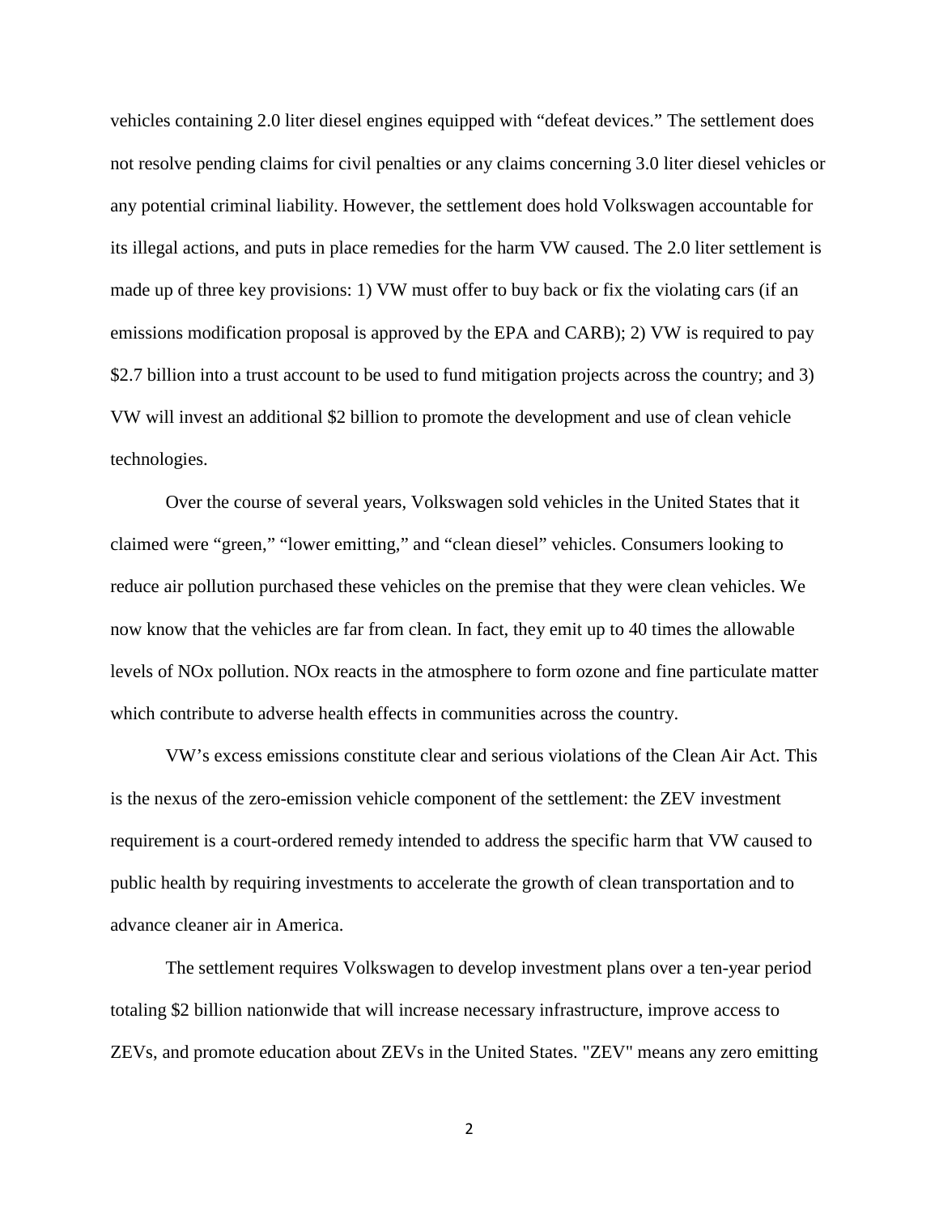vehicles containing 2.0 liter diesel engines equipped with "defeat devices." The settlement does not resolve pending claims for civil penalties or any claims concerning 3.0 liter diesel vehicles or any potential criminal liability. However, the settlement does hold Volkswagen accountable for its illegal actions, and puts in place remedies for the harm VW caused. The 2.0 liter settlement is made up of three key provisions: 1) VW must offer to buy back or fix the violating cars (if an emissions modification proposal is approved by the EPA and CARB); 2) VW is required to pay $2.7 billion into a trust account to be used to fund mitigation projects across the country; and 3) VW will invest an additional $2 billion to promote the development and use of clean vehicle technologies.

Over the course of several years, Volkswagen sold vehicles in the United States that it claimed were "green," "lower emitting," and "clean diesel" vehicles. Consumers looking to reduce air pollution purchased these vehicles on the premise that they were clean vehicles. We now know that the vehicles are far from clean. In fact, they emit up to 40 times the allowable levels of $NO_x$ pollution. $NO_x$ reacts in the atmosphere to form ozone and fine particulate matter which contribute to adverse health effects in communities across the country.

VW's excess emissions constitute clear and serious violations of the Clean Air Act. This is the nexus of the zero-emission vehicle component of the settlement: the ZEV investment requirement is a court-ordered remedy intended to address the specific harm that VW caused to public health by requiring investments to accelerate the growth of clean transportation and to advance cleaner air in America.

The settlement requires Volkswagen to develop investment plans over a ten-year period totaling $2 billion nationwide that will increase necessary infrastructure, improve access to ZEVs, and promote education about ZEVs in the United States. "ZEV" means any zero emitting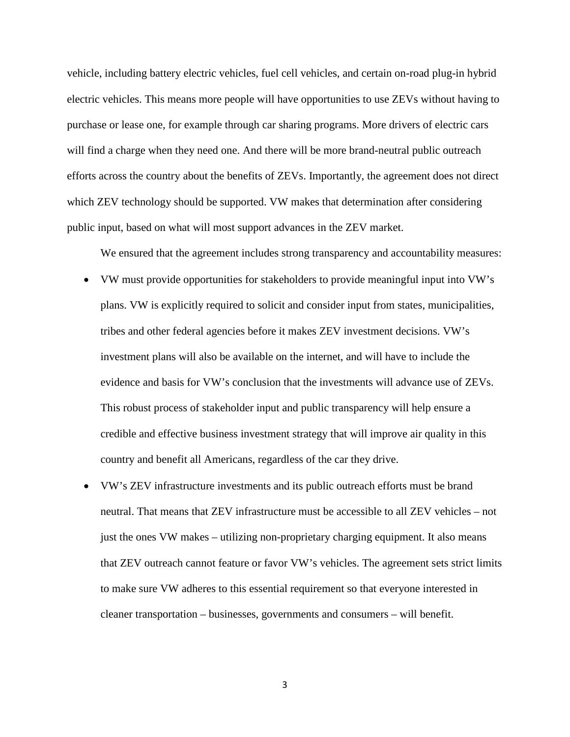vehicle, including battery electric vehicles, fuel cell vehicles, and certain on-road plug-in hybrid electric vehicles. This means more people will have opportunities to use ZEVs without having to purchase or lease one, for example through car sharing programs. More drivers of electric cars will find a charge when they need one. And there will be more brand-neutral public outreach efforts across the country about the benefits of ZEVs. Importantly, the agreement does not direct which ZEV technology should be supported. VW makes that determination after considering public input, based on what will most support advances in the ZEV market.

We ensured that the agreement includes strong transparency and accountability measures:

- VW must provide opportunities for stakeholders to provide meaningful input into VW's plans. VW is explicitly required to solicit and consider input from states, municipalities, tribes and other federal agencies before it makes ZEV investment decisions. VW's investment plans will also be available on the internet, and will have to include the evidence and basis for VW's conclusion that the investments will advance use of ZEVs. This robust process of stakeholder input and public transparency will help ensure a credible and effective business investment strategy that will improve air quality in this country and benefit all Americans, regardless of the car they drive.
- VW's ZEV infrastructure investments and its public outreach efforts must be brand neutral. That means that ZEV infrastructure must be accessible to all ZEV vehicles – not just the ones VW makes – utilizing non-proprietary charging equipment. It also means that ZEV outreach cannot feature or favor VW's vehicles. The agreement sets strict limits to make sure VW adheres to this essential requirement so that everyone interested in cleaner transportation – businesses, governments and consumers – will benefit.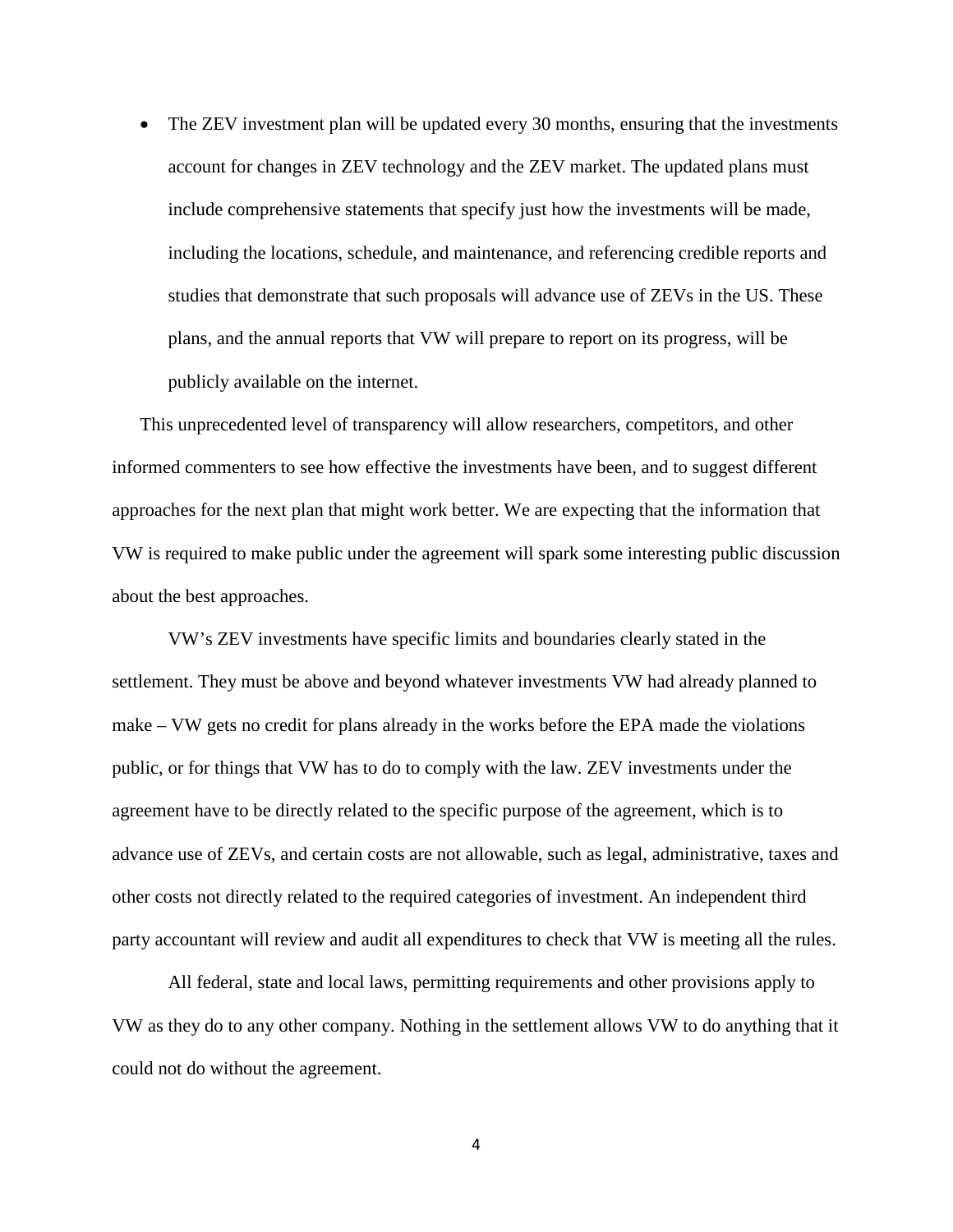- The ZEV investment plan will be updated every 30 months, ensuring that the investments account for changes in ZEV technology and the ZEV market. The updated plans must include comprehensive statements that specify just how the investments will be made, including the locations, schedule, and maintenance, and referencing credible reports and studies that demonstrate that such proposals will advance use of ZEVs in the US. These plans, and the annual reports that VW will prepare to report on its progress, will be publicly available on the internet.

This unprecedented level of transparency will allow researchers, competitors, and other informed commenters to see how effective the investments have been, and to suggest different approaches for the next plan that might work better. We are expecting that the information that VW is required to make public under the agreement will spark some interesting public discussion about the best approaches.

VW's ZEV investments have specific limits and boundaries clearly stated in the settlement. They must be above and beyond whatever investments VW had already planned to make – VW gets no credit for plans already in the works before the EPA made the violations public, or for things that VW has to do to comply with the law. ZEV investments under the agreement have to be directly related to the specific purpose of the agreement, which is to advance use of ZEVs, and certain costs are not allowable, such as legal, administrative, taxes and other costs not directly related to the required categories of investment. An independent third party accountant will review and audit all expenditures to check that VW is meeting all the rules.

All federal, state and local laws, permitting requirements and other provisions apply to VW as they do to any other company. Nothing in the settlement allows VW to do anything that it could not do without the agreement.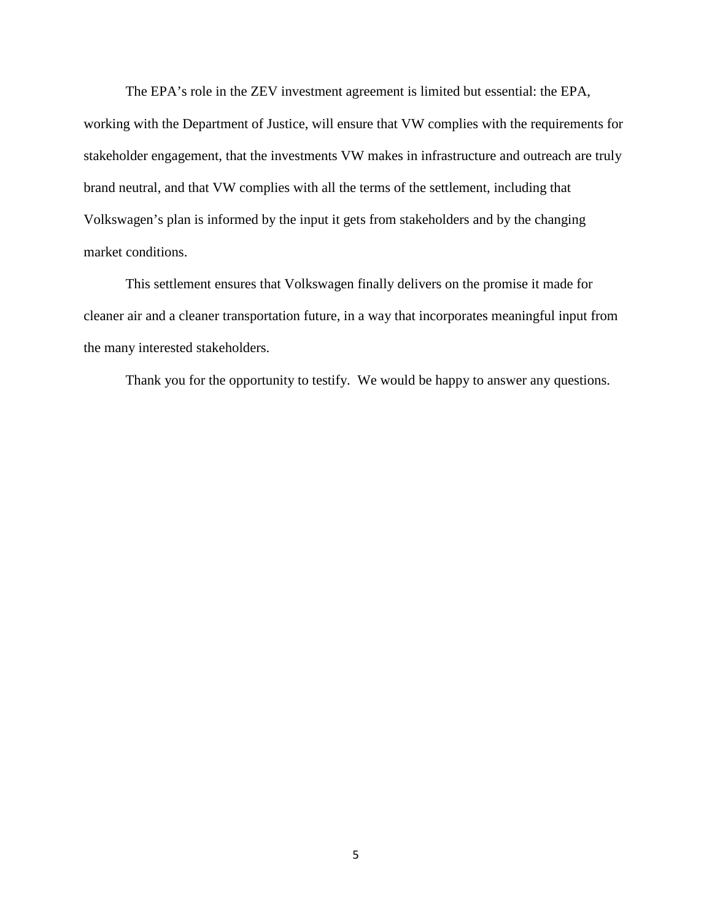The EPA's role in the ZEV investment agreement is limited but essential: the EPA, working with the Department of Justice, will ensure that VW complies with the requirements for stakeholder engagement, that the investments VW makes in infrastructure and outreach are truly brand neutral, and that VW complies with all the terms of the settlement, including that Volkswagen's plan is informed by the input it gets from stakeholders and by the changing market conditions.

This settlement ensures that Volkswagen finally delivers on the promise it made for cleaner air and a cleaner transportation future, in a way that incorporates meaningful input from the many interested stakeholders.

Thank you for the opportunity to testify. We would be happy to answer any questions.